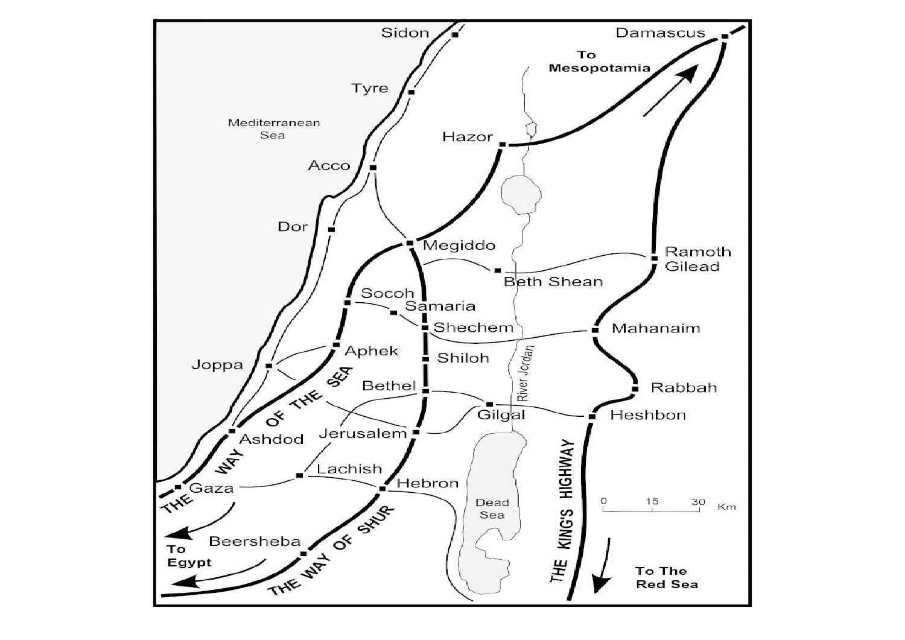Sidon

Damascus

To Mesopotamia

Tyre

Mediterranean Sea

Hazor

Acco

Dor

Megiddo

Ramoth Gilead

Beth Shean

Socoh

Samaria

Shechem

Mahanaim

Aphek

Joppa

Shiloh

River Jordan

Bethel

Rabbah

Gilgal

Heshbon

Jerusalem

Ashdod

THE WAY OF THE SEA

Lachish

Gaza

Hebron

Dead Sea

THE KING'S HIGHWAY

0 15 30 Km

To Egypt

Beersheba

THE WAY OF SHUR

To The Red Sea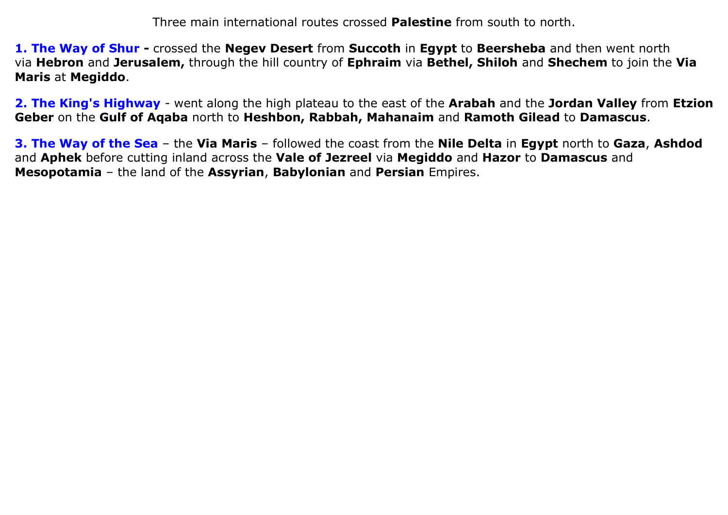Three main international routes crossed **Palestine** from south to north.

**1. The Way of Shur -** crossed the **Negev Desert** from **Succoth** in **Egypt** to **Beersheba** and then went north via **Hebron** and **Jerusalem,** through the hill country of **Ephraim** via **Bethel, Shiloh** and **Shechem** to join the **Via Maris** at **Megiddo**.

**2. The King's Highway** - went along the high plateau to the east of the **Arabah** and the **Jordan Valley** from **Etzion Geber** on the **Gulf of Aqaba** north to **Heshbon, Rabbah, Mahanaim** and **Ramoth Gilead** to **Damascus**.

**3. The Way of the Sea** – the **Via Maris** – followed the coast from the **Nile Delta** in **Egypt** north to **Gaza**, **Ashdod** and **Aphek** before cutting inland across the **Vale of Jezreel** via **Megiddo** and **Hazor** to **Damascus** and **Mesopotamia** – the land of the **Assyrian**, **Babylonian** and **Persian** Empires.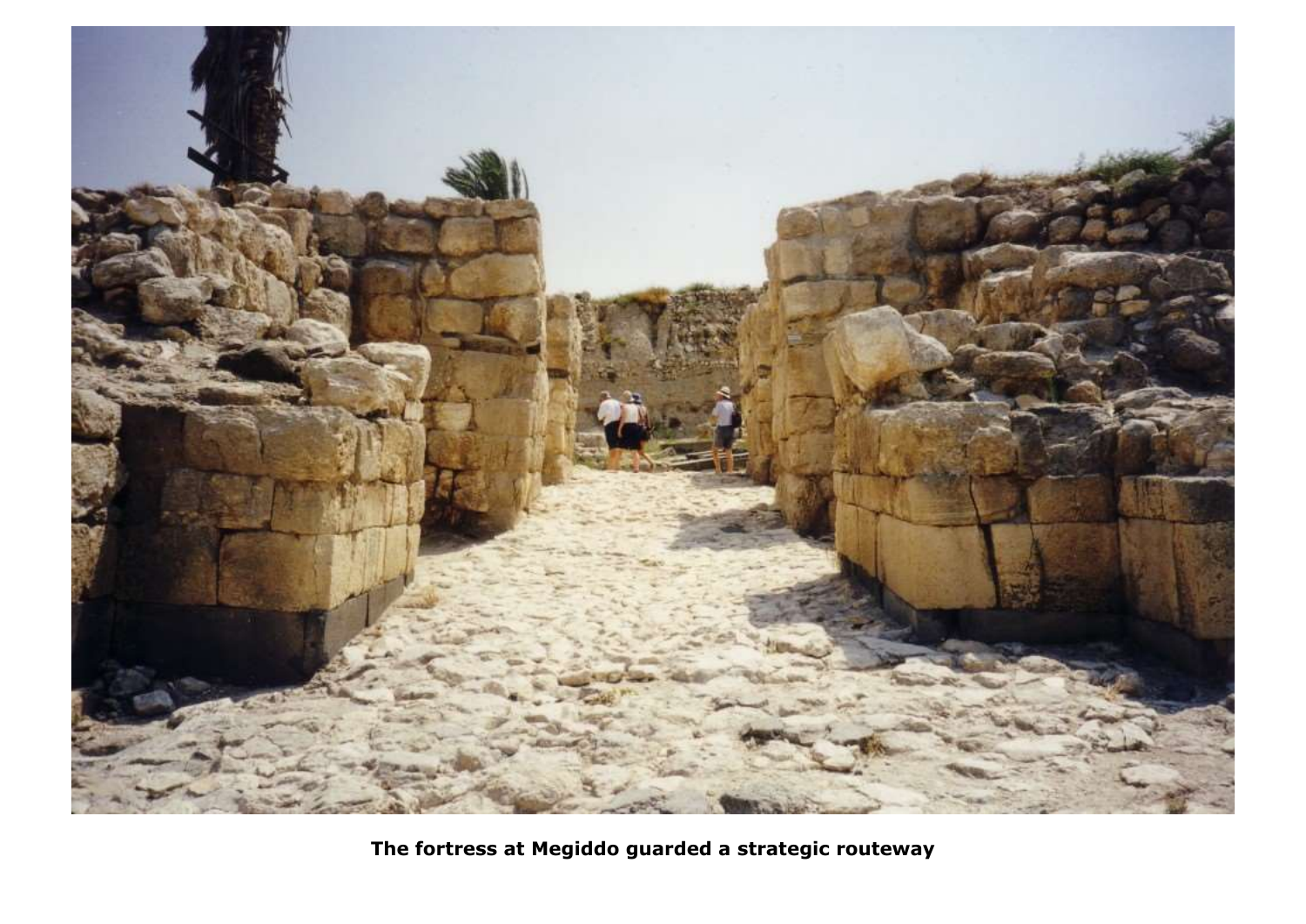**The fortress at Megiddo guarded a strategic routeway**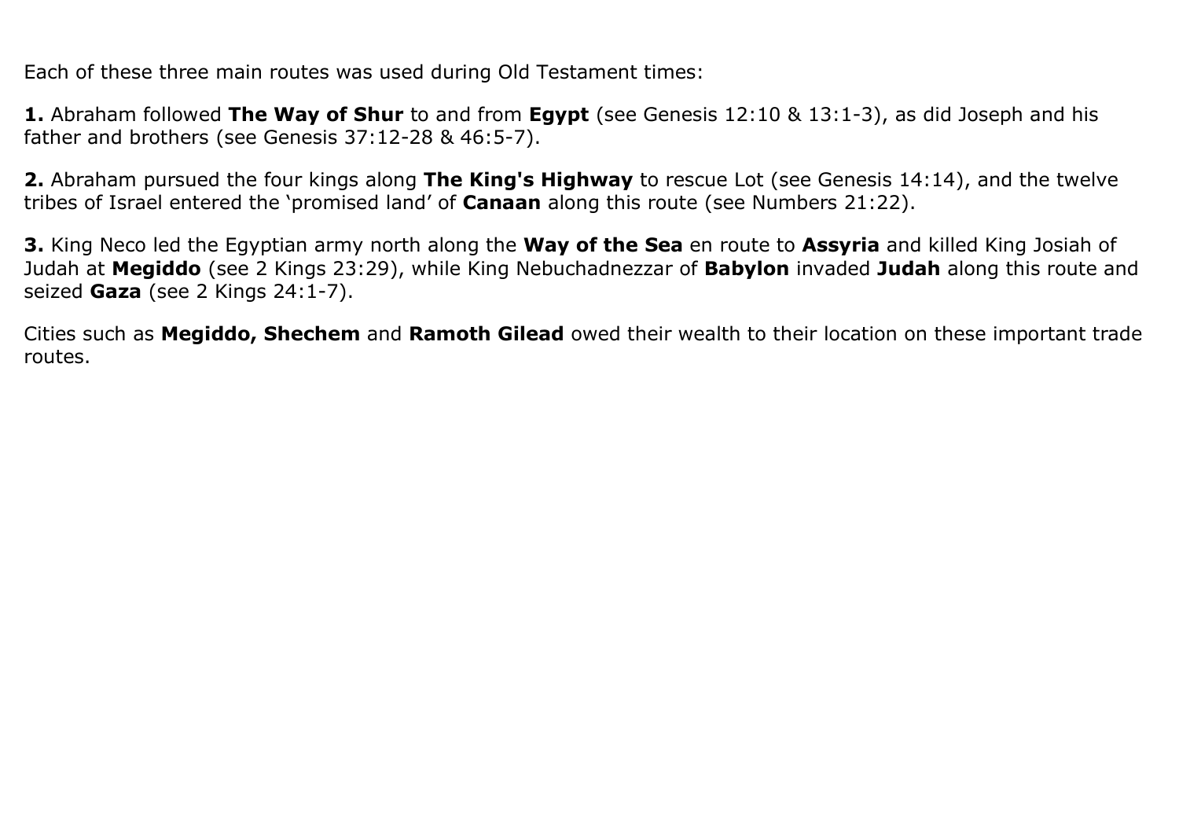Each of these three main routes was used during Old Testament times:

**1.** Abraham followed **The Way of Shur** to and from **Egypt** (see Genesis 12:10 & 13:1-3), as did Joseph and his father and brothers (see Genesis 37:12-28 & 46:5-7).

**2.** Abraham pursued the four kings along **The King's Highway** to rescue Lot (see Genesis 14:14), and the twelve tribes of Israel entered the 'promised land' of **Canaan** along this route (see Numbers 21:22).

**3.** King Neco led the Egyptian army north along the **Way of the Sea** en route to **Assyria** and killed King Josiah of Judah at **Megiddo** (see 2 Kings 23:29), while King Nebuchadnezzar of **Babylon** invaded **Judah** along this route and seized **Gaza** (see 2 Kings 24:1-7).

Cities such as **Megiddo, Shechem** and **Ramoth Gilead** owed their wealth to their location on these important trade routes.